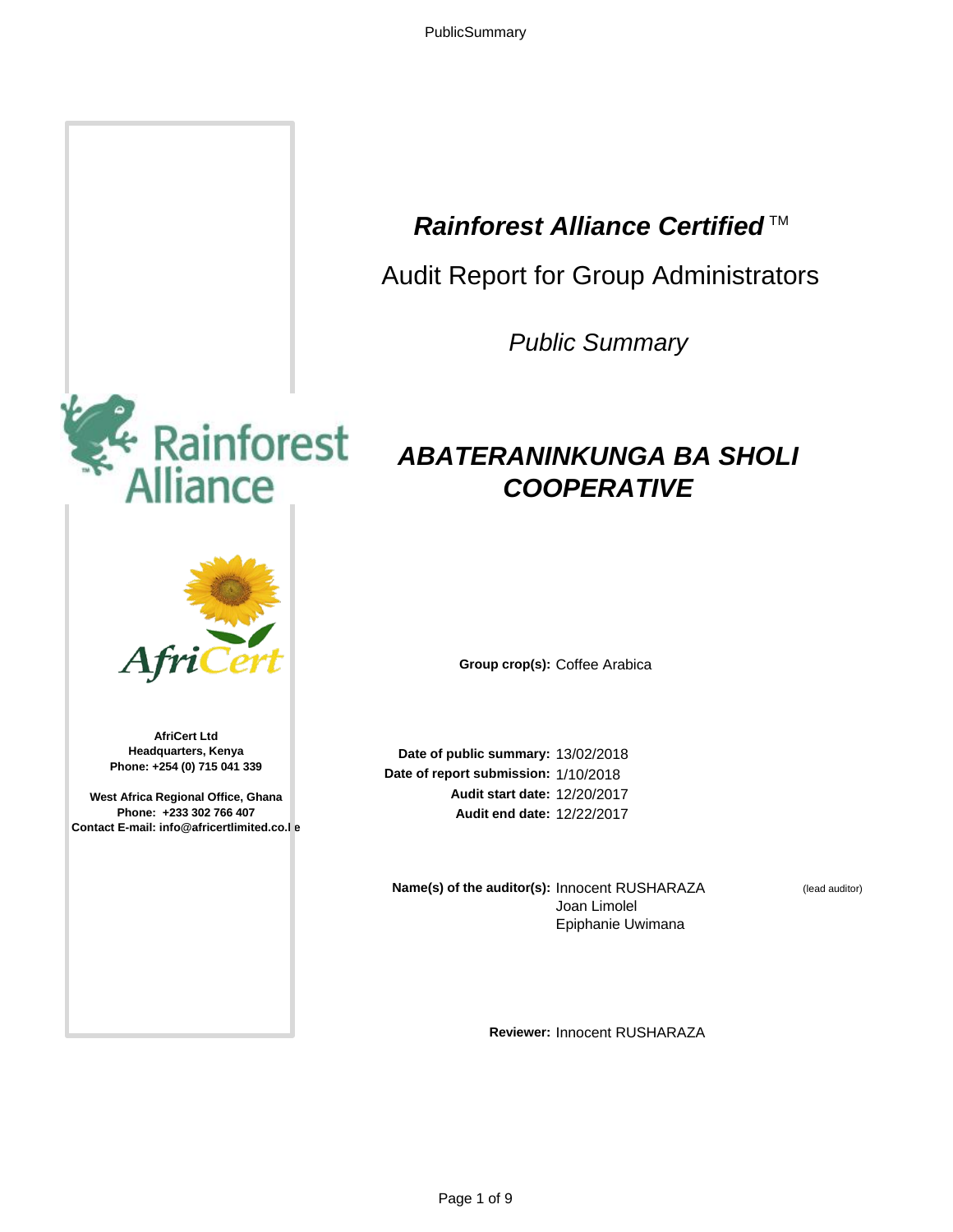# *Rainforest Alliance Certified* ™

## Audit Report for Group Administrators

*Public Summary*

# *ABATERANINKUNGA BA SHOLI COOPERATIVE*

**AfriCert Ltd**
**Headquarters, Kenya**
**Phone: +254 (0) 715 041 339**

**West Africa Regional Office, Ghana**
**Phone: +233 302 766 407**
**Contact E-mail: info@africertlimited.co.ke**

**Group crop(s):** Coffee Arabica

**Date of public summary:** 13/02/2018
**Date of report submission:** 1/10/2018
**Audit start date:** 12/20/2017
**Audit end date:** 12/22/2017

**Name(s) of the auditor(s):** Innocent RUSHARAZA (lead auditor)
Joan Limolel
Epiphanie Uwimana

**Reviewer:** Innocent RUSHARAZA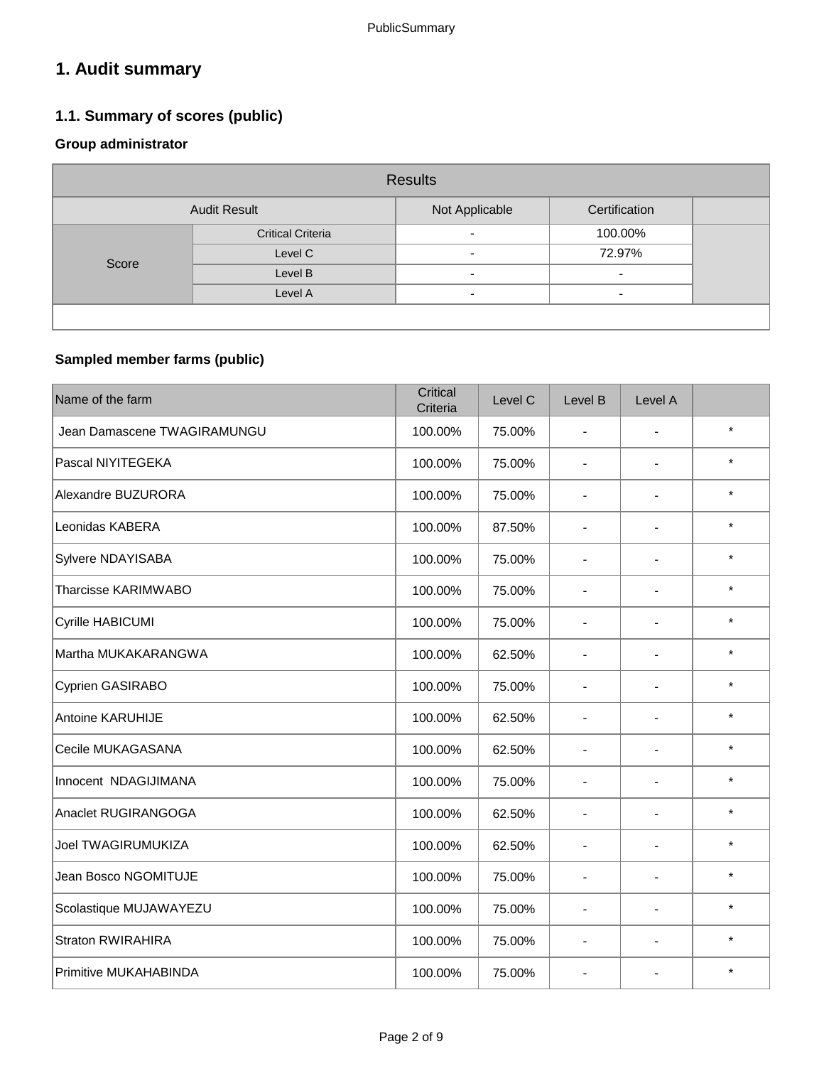# 1. Audit summary

## 1.1. Summary of scores (public)

### Group administrator

| Results | | | | |
|---|---|---|---|---|
| Audit Result | | Not Applicable | Certification | |
| Score | Critical Criteria | - | 100.00% | |
| | Level C | - | 72.97% | |
| | Level B | - | - | |
| | Level A | - | - | |

### Sampled member farms (public)

| Name of the farm | Critical Criteria | Level C | Level B | Level A | |
|---|---|---|---|---|---|
| Jean Damascene TWAGIRAMUNGU | 100.00% | 75.00% | - | - | * |
| Pascal NIYITEGEKA | 100.00% | 75.00% | - | - | * |
| Alexandre BUZURORA | 100.00% | 75.00% | - | - | * |
| Leonidas KABERA | 100.00% | 87.50% | - | - | * |
| Sylvere NDAYISABA | 100.00% | 75.00% | - | - | * |
| Tharcisse KARIMWABO | 100.00% | 75.00% | - | - | * |
| Cyrille HABICUMI | 100.00% | 75.00% | - | - | * |
| Martha MUKAKARANGWA | 100.00% | 62.50% | - | - | * |
| Cyprien GASIRABO | 100.00% | 75.00% | - | - | * |
| Antoine KARUHIJE | 100.00% | 62.50% | - | - | * |
| Cecile MUKAGASANA | 100.00% | 62.50% | - | - | * |
| Innocent NDAGIJIMANA | 100.00% | 75.00% | - | - | * |
| Anaclet RUGIRANGOGA | 100.00% | 62.50% | - | - | * |
| Joel TWAGIRUMUKIZA | 100.00% | 62.50% | - | - | * |
| Jean Bosco NGOMITUJE | 100.00% | 75.00% | - | - | * |
| Scolastique MUJAWAYEZU | 100.00% | 75.00% | - | - | * |
| Straton RWIRAHIRA | 100.00% | 75.00% | - | - | * |
| Primitive MUKAHABINDA | 100.00% | 75.00% | - | - | * |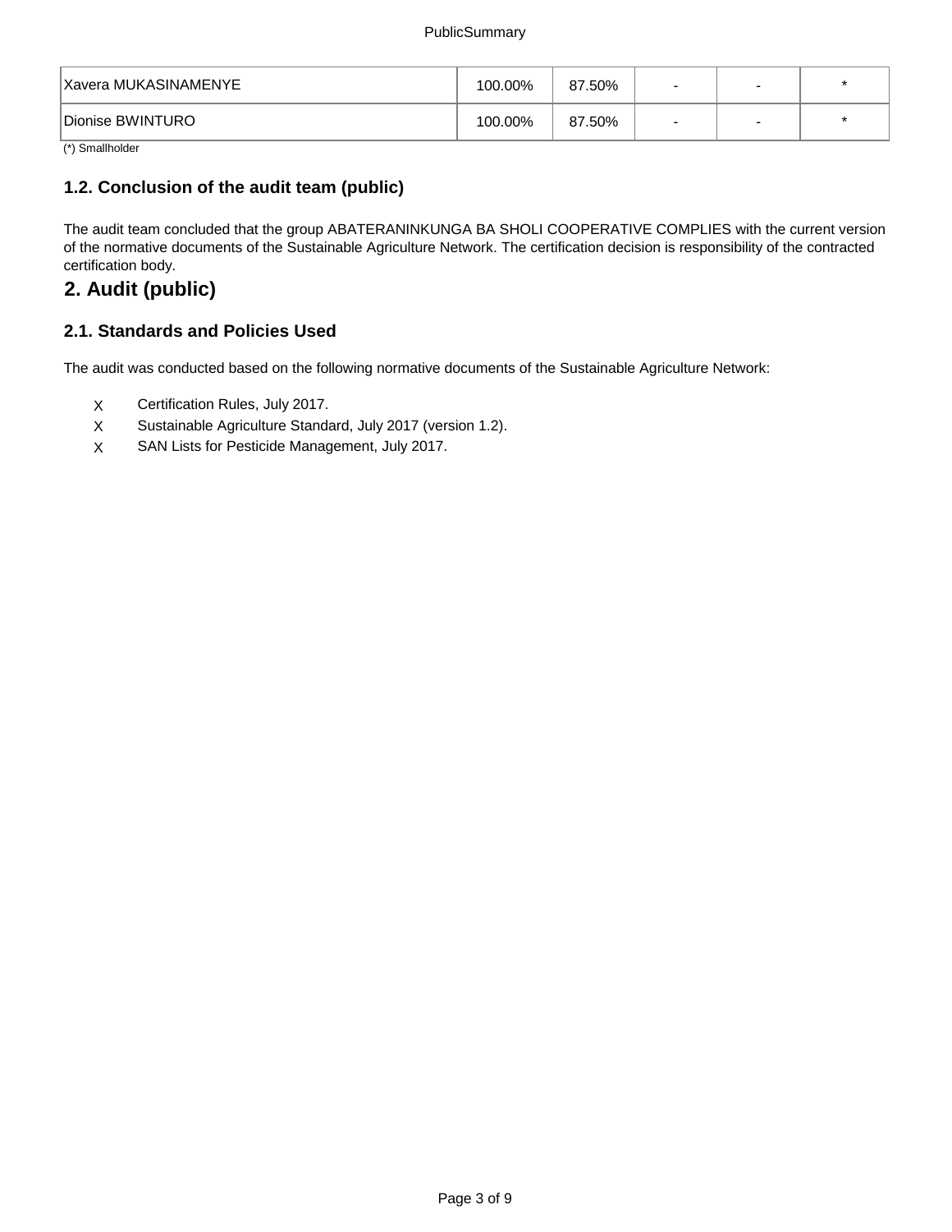| | | | | | |
|---|---|---|---|---|---|
| Xavera MUKASINAMENYE | 100.00% | 87.50% | - | - | * |
| Dionise BWINTURO | 100.00% | 87.50% | - | - | * |

(*) Smallholder

### 1.2. Conclusion of the audit team (public)

The audit team concluded that the group ABATERANINKUNGA BA SHOLI COOPERATIVE COMPLIES with the current version of the normative documents of the Sustainable Agriculture Network. The certification decision is responsibility of the contracted certification body.

## 2. Audit (public)

### 2.1. Standards and Policies Used

The audit was conducted based on the following normative documents of the Sustainable Agriculture Network:

- X Certification Rules, July 2017.
- X Sustainable Agriculture Standard, July 2017 (version 1.2).
- X SAN Lists for Pesticide Management, July 2017.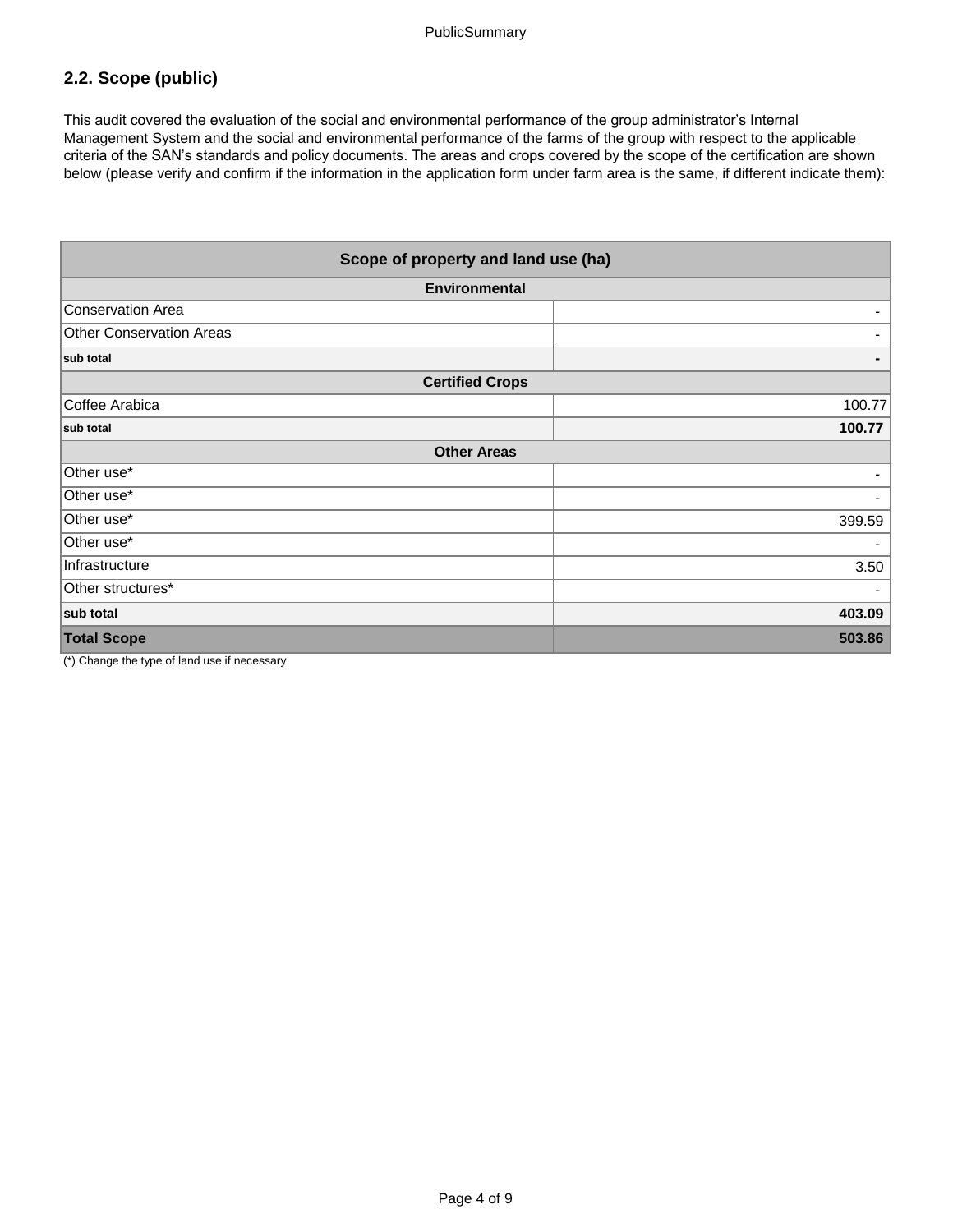## 2.2. Scope (public)

This audit covered the evaluation of the social and environmental performance of the group administrator's Internal Management System and the social and environmental performance of the farms of the group with respect to the applicable criteria of the SAN's standards and policy documents. The areas and crops covered by the scope of the certification are shown below (please verify and confirm if the information in the application form under farm area is the same, if different indicate them):

| Scope of property and land use (ha) | |
|---|---|
| **Environmental** | |
| Conservation Area | - |
| Other Conservation Areas | - |
| **sub total** | **-** |
| **Certified Crops** | |
| Coffee Arabica | 100.77 |
| **sub total** | **100.77** |
| **Other Areas** | |
| Other use* | - |
| Other use* | - |
| Other use* | 399.59 |
| Other use* | - |
| Infrastructure | 3.50 |
| Other structures* | - |
| **sub total** | **403.09** |
| **Total Scope** | **503.86** |

(*) Change the type of land use if necessary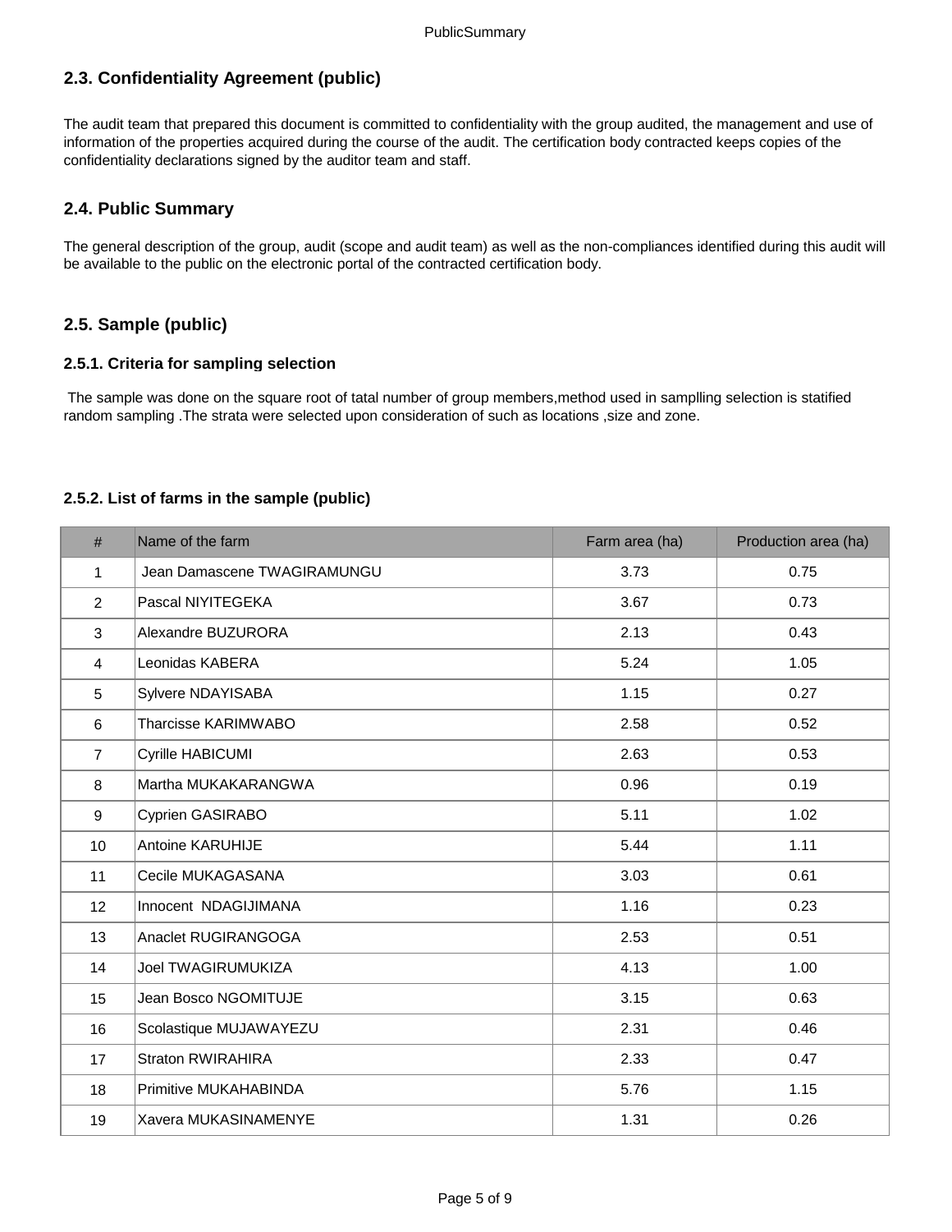## 2.3. Confidentiality Agreement (public)

The audit team that prepared this document is committed to confidentiality with the group audited, the management and use of information of the properties acquired during the course of the audit. The certification body contracted keeps copies of the confidentiality declarations signed by the auditor team and staff.

## 2.4. Public Summary

The general description of the group, audit (scope and audit team) as well as the non-compliances identified during this audit will be available to the public on the electronic portal of the contracted certification body.

## 2.5. Sample (public)

### 2.5.1. Criteria for sampling selection

The sample was done on the square root of tatal number of group members,method used in samplling selection is statified random sampling .The strata were selected upon consideration of such as locations ,size and zone.

### 2.5.2. List of farms in the sample (public)

| # | Name of the farm | Farm area (ha) | Production area (ha) |
|---|---|---|---|
| 1 | Jean Damascene TWAGIRAMUNGU | 3.73 | 0.75 |
| 2 | Pascal NIYITEGEKA | 3.67 | 0.73 |
| 3 | Alexandre BUZURORA | 2.13 | 0.43 |
| 4 | Leonidas KABERA | 5.24 | 1.05 |
| 5 | Sylvere NDAYISABA | 1.15 | 0.27 |
| 6 | Tharcisse KARIMWABO | 2.58 | 0.52 |
| 7 | Cyrille HABICUMI | 2.63 | 0.53 |
| 8 | Martha MUKAKARANGWA | 0.96 | 0.19 |
| 9 | Cyprien GASIRABO | 5.11 | 1.02 |
| 10 | Antoine KARUHIJE | 5.44 | 1.11 |
| 11 | Cecile MUKAGASANA | 3.03 | 0.61 |
| 12 | Innocent NDAGIJIMANA | 1.16 | 0.23 |
| 13 | Anaclet RUGIRANGOGA | 2.53 | 0.51 |
| 14 | Joel TWAGIRUMUKIZA | 4.13 | 1.00 |
| 15 | Jean Bosco NGOMITUJE | 3.15 | 0.63 |
| 16 | Scolastique MUJAWAYEZU | 2.31 | 0.46 |
| 17 | Straton RWIRAHIRA | 2.33 | 0.47 |
| 18 | Primitive MUKAHABINDA | 5.76 | 1.15 |
| 19 | Xavera MUKASINAMENYE | 1.31 | 0.26 |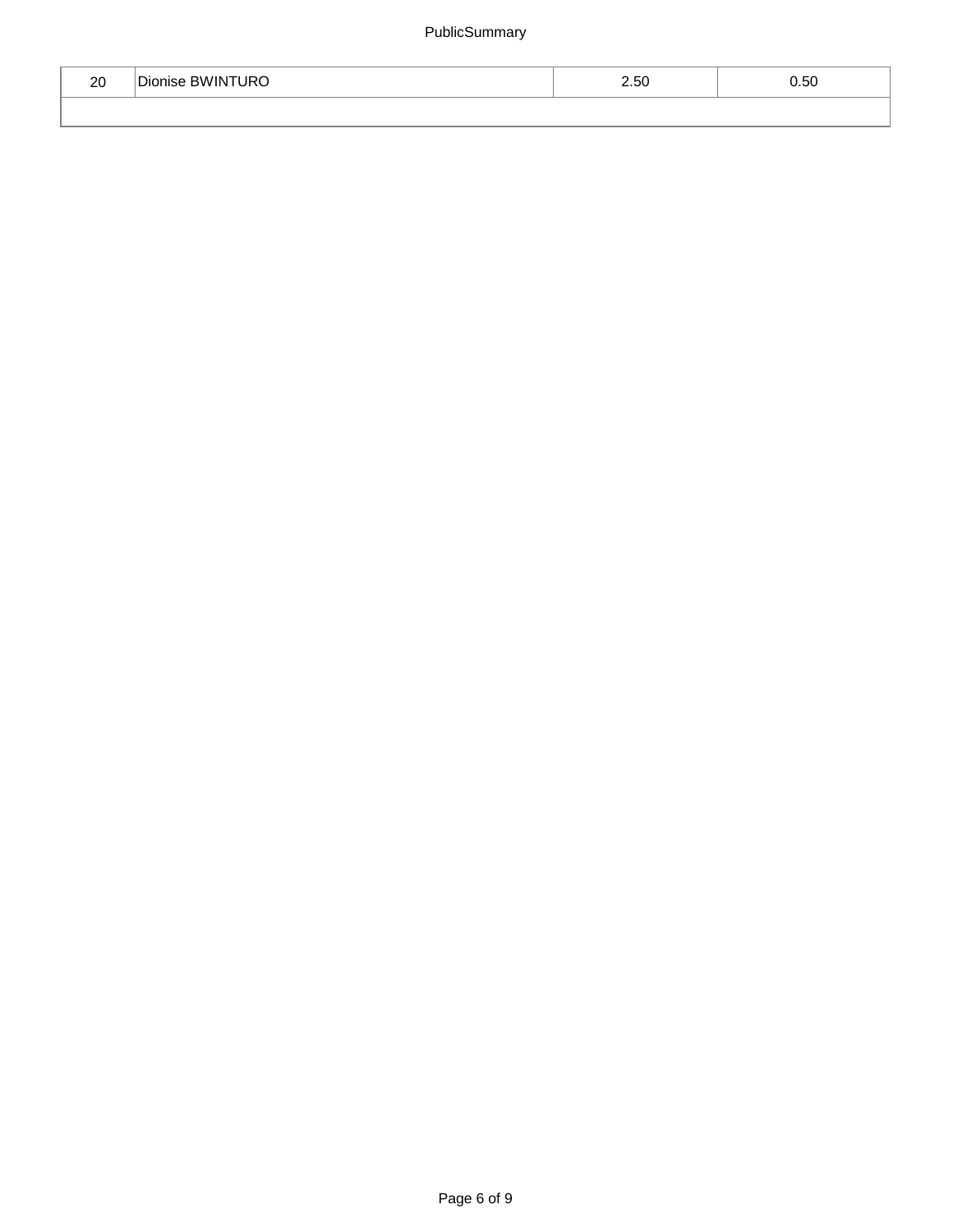| | | | |
|---|---|---|---|
| 20 | Dionise BWINTURO | 2.50 | 0.50 |
| | | | |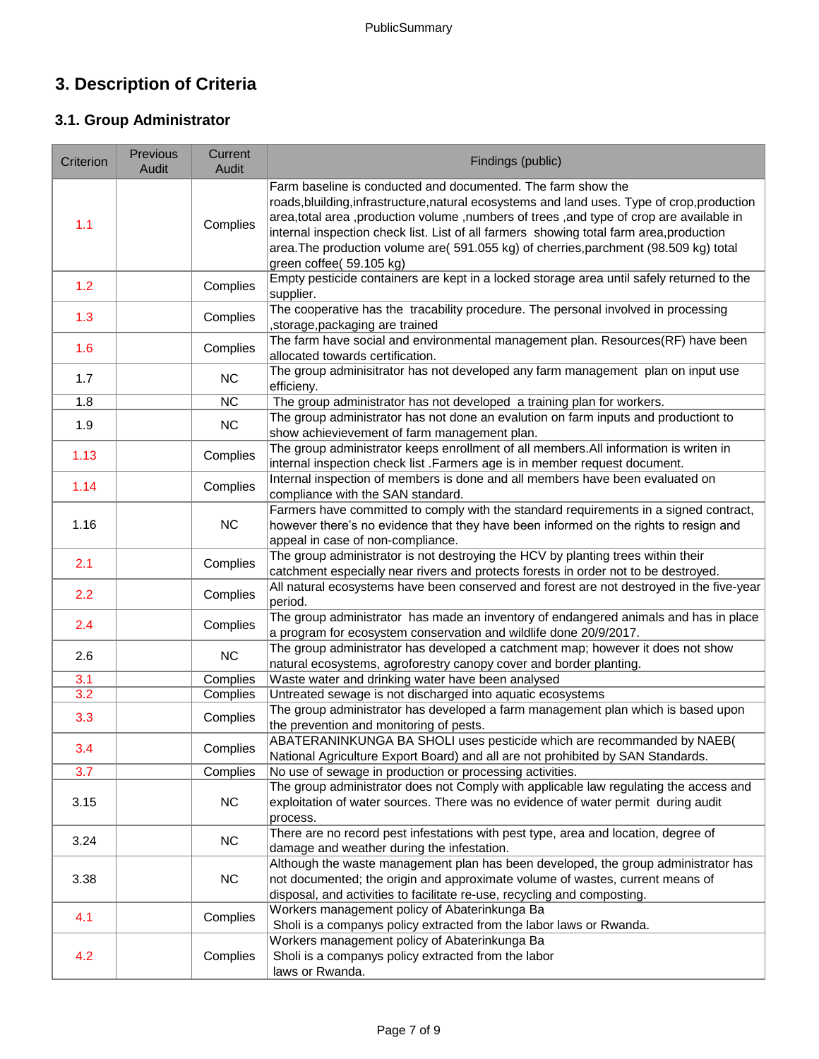# 3. Description of Criteria

## 3.1. Group Administrator

| Criterion | Previous Audit | Current Audit | Findings (public) |
|---|---|---|---|
| 1.1 | | Complies | Farm baseline is conducted and documented. The farm show the roads,bluilding,infrastructure,natural ecosystems and land uses. Type of crop,production area,total area ,production volume ,numbers of trees ,and type of crop are available in internal inspection check list. List of all farmers showing total farm area,production area.The production volume are( 591.055 kg) of cherries,parchment (98.509 kg) total green coffee( 59.105 kg) |
| 1.2 | | Complies | Empty pesticide containers are kept in a locked storage area until safely returned to the supplier. |
| 1.3 | | Complies | The cooperative has the tracability procedure. The personal involved in processing ,storage,packaging are trained |
| 1.6 | | Complies | The farm have social and environmental management plan. Resources(RF) have been allocated towards certification. |
| 1.7 | | NC | The group adminisitrator has not developed any farm management plan on input use efficieny. |
| 1.8 | | NC | The group administrator has not developed a training plan for workers. |
| 1.9 | | NC | The group administrator has not done an evalution on farm inputs and productiont to show achievievement of farm management plan. |
| 1.13 | | Complies | The group administrator keeps enrollment of all members.All information is writen in internal inspection check list .Farmers age is in member request document. |
| 1.14 | | Complies | Internal inspection of members is done and all members have been evaluated on compliance with the SAN standard. |
| 1.16 | | NC | Farmers have committed to comply with the standard requirements in a signed contract, however there's no evidence that they have been informed on the rights to resign and appeal in case of non-compliance. |
| 2.1 | | Complies | The group administrator is not destroying the HCV by planting trees within their catchment especially near rivers and protects forests in order not to be destroyed. |
| 2.2 | | Complies | All natural ecosystems have been conserved and forest are not destroyed in the five-year period. |
| 2.4 | | Complies | The group administrator has made an inventory of endangered animals and has in place a program for ecosystem conservation and wildlife done 20/9/2017. |
| 2.6 | | NC | The group administrator has developed a catchment map; however it does not show natural ecosystems, agroforestry canopy cover and border planting. |
| 3.1 | | Complies | Waste water and drinking water have been analysed |
| 3.2 | | Complies | Untreated sewage is not discharged into aquatic ecosystems |
| 3.3 | | Complies | The group administrator has developed a farm management plan which is based upon the prevention and monitoring of pests. |
| 3.4 | | Complies | ABATERANINKUNGA BA SHOLI uses pesticide which are recommanded by NAEB( National Agriculture Export Board) and all are not prohibited by SAN Standards. |
| 3.7 | | Complies | No use of sewage in production or processing activities. |
| 3.15 | | NC | The group administrator does not Comply with applicable law regulating the access and exploitation of water sources. There was no evidence of water permit during audit process. |
| 3.24 | | NC | There are no record pest infestations with pest type, area and location, degree of damage and weather during the infestation. |
| 3.38 | | NC | Although the waste management plan has been developed, the group administrator has not documented; the origin and approximate volume of wastes, current means of disposal, and activities to facilitate re-use, recycling and composting. |
| 4.1 | | Complies | Workers management policy of Abaterinkunga Ba Sholi is a companys policy extracted from the labor laws or Rwanda. |
| 4.2 | | Complies | Workers management policy of Abaterinkunga Ba Sholi is a companys policy extracted from the labor laws or Rwanda. |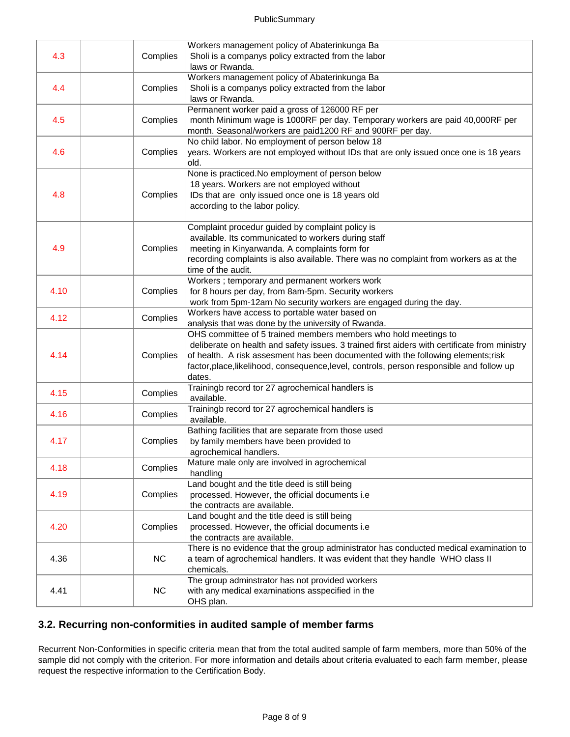| | | | |
|---|---|---|---|
| 4.3 | | Complies | Workers management policy of Abaterinkunga Ba Sholi is a companys policy extracted from the labor laws or Rwanda. |
| 4.4 | | Complies | Workers management policy of Abaterinkunga Ba Sholi is a companys policy extracted from the labor laws or Rwanda. |
| 4.5 | | Complies | Permanent worker paid a gross of 126000 RF per month Minimum wage is 1000RF per day. Temporary workers are paid 40,000RF per month. Seasonal/workers are paid1200 RF and 900RF per day. |
| 4.6 | | Complies | No child labor. No employment of person below 18 years. Workers are not employed without IDs that are only issued once one is 18 years old. |
| 4.8 | | Complies | None is practiced.No employment of person below 18 years. Workers are not employed without IDs that are only issued once one is 18 years old according to the labor policy. |
| 4.9 | | Complies | Complaint procedur guided by complaint policy is available. Its communicated to workers during staff meeting in Kinyarwanda. A complaints form for recording complaints is also available. There was no complaint from workers as at the time of the audit. |
| 4.10 | | Complies | Workers ; temporary and permanent workers work for 8 hours per day, from 8am-5pm. Security workers work from 5pm-12am No security workers are engaged during the day. |
| 4.12 | | Complies | Workers have access to portable water based on analysis that was done by the university of Rwanda. |
| 4.14 | | Complies | OHS committee of 5 trained members members who hold meetings to deliberate on health and safety issues. 3 trained first aiders with certificate from ministry of health. A risk assesment has been documented with the following elements;risk factor,place,likelihood, consequence,level, controls, person responsible and follow up dates. |
| 4.15 | | Complies | Trainingb record tor 27 agrochemical handlers is available. |
| 4.16 | | Complies | Trainingb record tor 27 agrochemical handlers is available. |
| 4.17 | | Complies | Bathing facilities that are separate from those used by family members have been provided to agrochemical handlers. |
| 4.18 | | Complies | Mature male only are involved in agrochemical handling |
| 4.19 | | Complies | Land bought and the title deed is still being processed. However, the official documents i.e the contracts are available. |
| 4.20 | | Complies | Land bought and the title deed is still being processed. However, the official documents i.e the contracts are available. |
| 4.36 | | NC | There is no evidence that the group administrator has conducted medical examination to a team of agrochemical handlers. It was evident that they handle WHO class II chemicals. |
| 4.41 | | NC | The group adminstrator has not provided workers with any medical examinations asspecified in the OHS plan. |

## 3.2. Recurring non-conformities in audited sample of member farms

Recurrent Non-Conformities in specific criteria mean that from the total audited sample of farm members, more than 50% of the sample did not comply with the criterion. For more information and details about criteria evaluated to each farm member, please request the respective information to the Certification Body.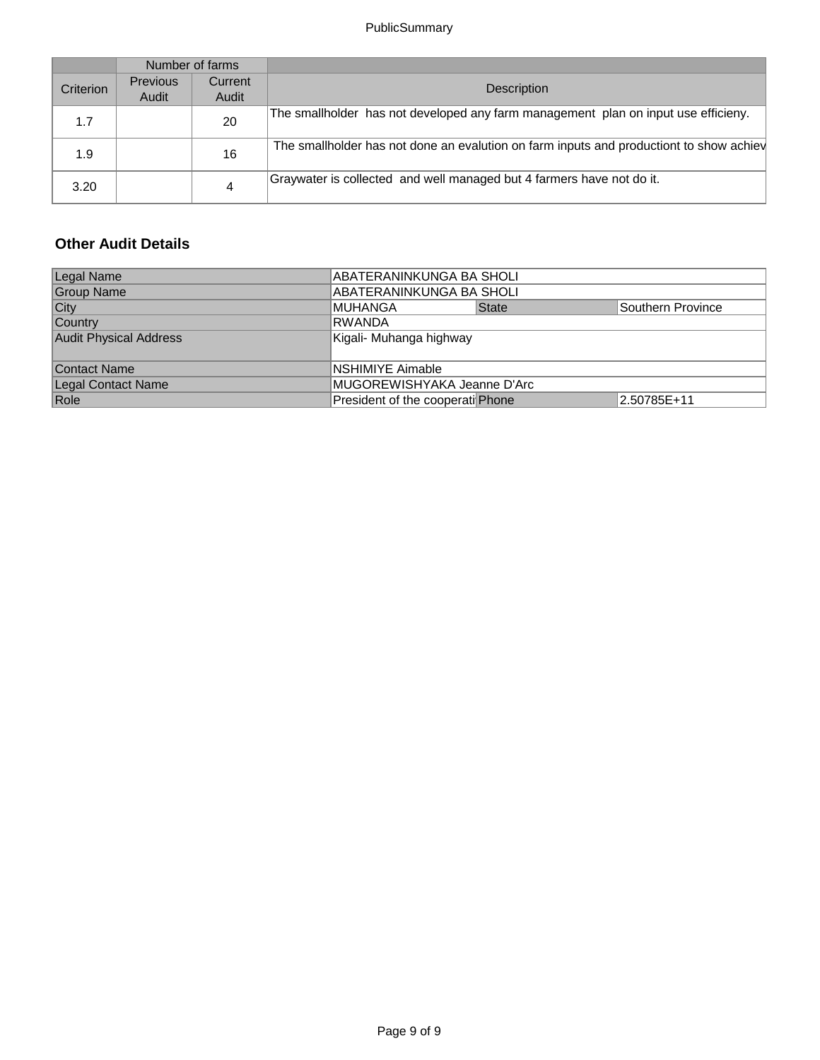| | Number of farms | | |
|---|---|---|---|
| Criterion | Previous Audit | Current Audit | Description |
| 1.7 | | 20 | The smallholder has not developed any farm management plan on input use efficieny. |
| 1.9 | | 16 | The smallholder has not done an evalution on farm inputs and productiont to show achiev |
| 3.20 | | 4 | Graywater is collected and well managed but 4 farmers have not do it. |

### Other Audit Details

| | | | |
|---|---|---|---|
| Legal Name | ABATERANINKUNGA BA SHOLI | | |
| Group Name | ABATERANINKUNGA BA SHOLI | | |
| City | MUHANGA | State | Southern Province |
| Country | RWANDA | | |
| Audit Physical Address | Kigali- Muhanga highway | | |
| Contact Name | NSHIMIYE Aimable | | |
| Legal Contact Name | MUGOREWISHYAKA Jeanne D'Arc | | |
| Role | President of the cooperati | Phone | 2.50785E+11 |